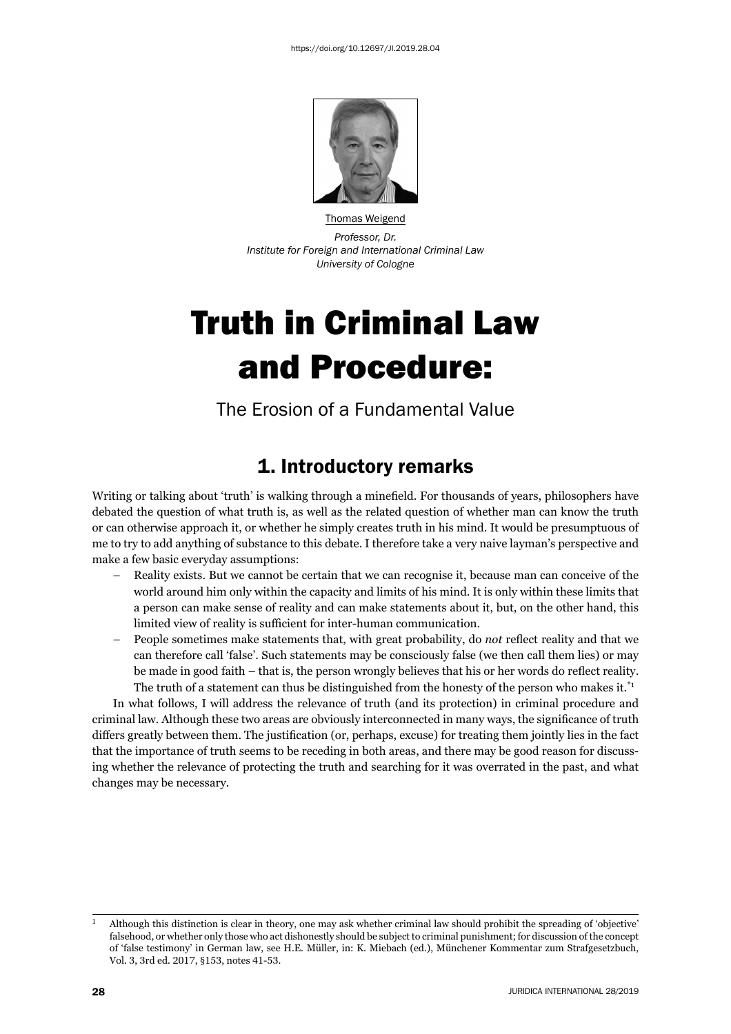https://doi.org/10.12697/JI.2019.28.04

Thomas Weigend

*Professor, Dr.*
*Institute for Foreign and International Criminal Law*
*University of Cologne*

# Truth in Criminal Law and Procedure:

The Erosion of a Fundamental Value

## 1. Introductory remarks

Writing or talking about 'truth' is walking through a minefield. For thousands of years, philosophers have debated the question of what truth is, as well as the related question of whether man can know the truth or can otherwise approach it, or whether he simply creates truth in his mind. It would be presumptuous of me to try to add anything of substance to this debate. I therefore take a very naive layman's perspective and make a few basic everyday assumptions:

– Reality exists. But we cannot be certain that we can recognise it, because man can conceive of the world around him only within the capacity and limits of his mind. It is only within these limits that a person can make sense of reality and can make statements about it, but, on the other hand, this limited view of reality is sufficient for inter-human communication.

– People sometimes make statements that, with great probability, do *not* reflect reality and that we can therefore call 'false'. Such statements may be consciously false (we then call them lies) or may be made in good faith – that is, the person wrongly believes that his or her words do reflect reality. The truth of a statement can thus be distinguished from the honesty of the person who makes it.[*1]

In what follows, I will address the relevance of truth (and its protection) in criminal procedure and criminal law. Although these two areas are obviously interconnected in many ways, the significance of truth differs greatly between them. The justification (or, perhaps, excuse) for treating them jointly lies in the fact that the importance of truth seems to be receding in both areas, and there may be good reason for discussing whether the relevance of protecting the truth and searching for it was overrated in the past, and what changes may be necessary.

---

[1] Although this distinction is clear in theory, one may ask whether criminal law should prohibit the spreading of 'objective' falsehood, or whether only those who act dishonestly should be subject to criminal punishment; for discussion of the concept of 'false testimony' in German law, see H.E. Müller, in: K. Miebach (ed.), Münchener Kommentar zum Strafgesetzbuch, Vol. 3, 3rd ed. 2017, §153, notes 41-53.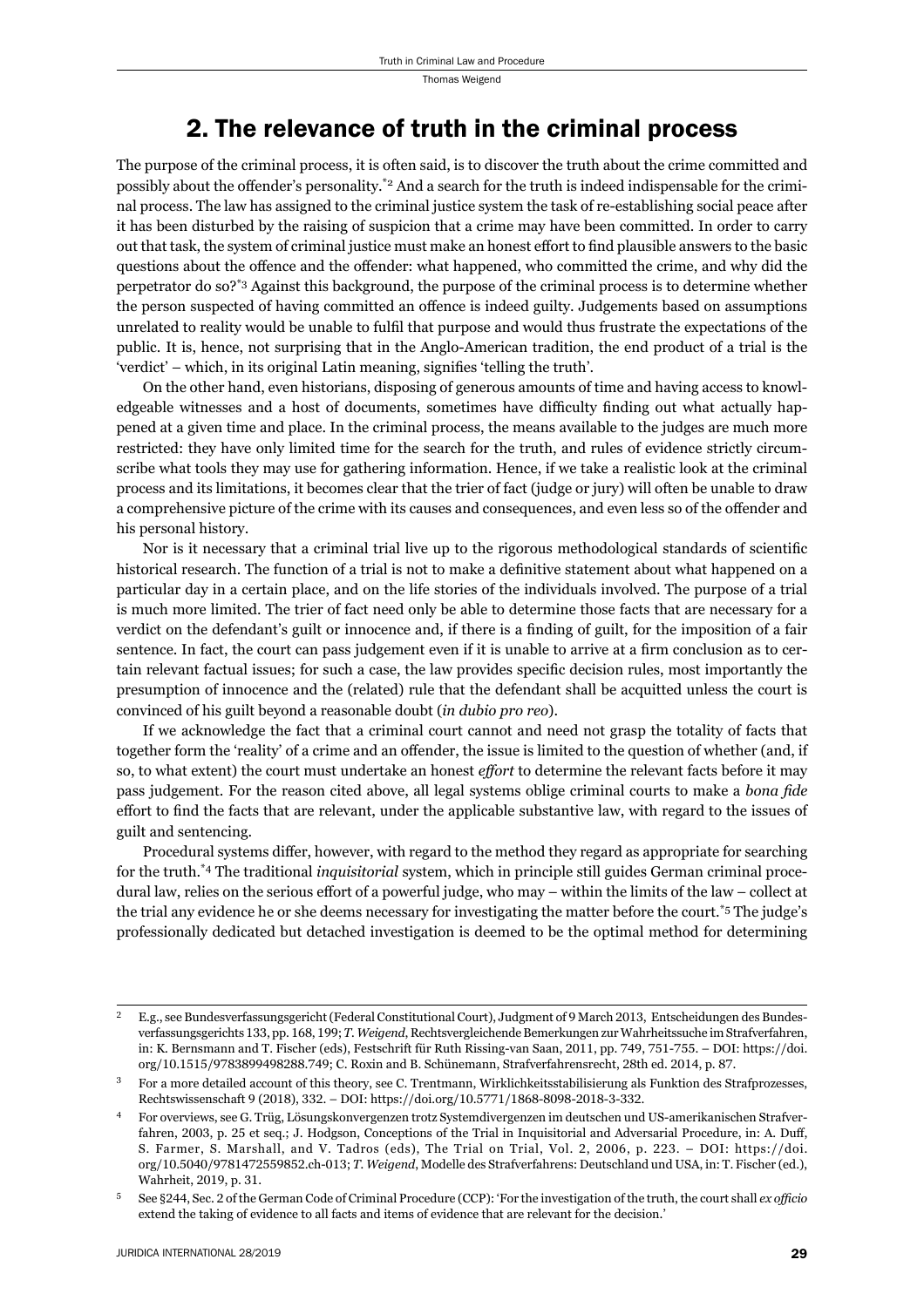## 2. The relevance of truth in the criminal process

The purpose of the criminal process, it is often said, is to discover the truth about the crime committed and possibly about the offender's personality.[*2] And a search for the truth is indeed indispensable for the criminal process. The law has assigned to the criminal justice system the task of re-establishing social peace after it has been disturbed by the raising of suspicion that a crime may have been committed. In order to carry out that task, the system of criminal justice must make an honest effort to find plausible answers to the basic questions about the offence and the offender: what happened, who committed the crime, and why did the perpetrator do so?[*3] Against this background, the purpose of the criminal process is to determine whether the person suspected of having committed an offence is indeed guilty. Judgements based on assumptions unrelated to reality would be unable to fulfil that purpose and would thus frustrate the expectations of the public. It is, hence, not surprising that in the Anglo-American tradition, the end product of a trial is the 'verdict' – which, in its original Latin meaning, signifies 'telling the truth'.

On the other hand, even historians, disposing of generous amounts of time and having access to knowledgeable witnesses and a host of documents, sometimes have difficulty finding out what actually happened at a given time and place. In the criminal process, the means available to the judges are much more restricted: they have only limited time for the search for the truth, and rules of evidence strictly circumscribe what tools they may use for gathering information. Hence, if we take a realistic look at the criminal process and its limitations, it becomes clear that the trier of fact (judge or jury) will often be unable to draw a comprehensive picture of the crime with its causes and consequences, and even less so of the offender and his personal history.

Nor is it necessary that a criminal trial live up to the rigorous methodological standards of scientific historical research. The function of a trial is not to make a definitive statement about what happened on a particular day in a certain place, and on the life stories of the individuals involved. The purpose of a trial is much more limited. The trier of fact need only be able to determine those facts that are necessary for a verdict on the defendant's guilt or innocence and, if there is a finding of guilt, for the imposition of a fair sentence. In fact, the court can pass judgement even if it is unable to arrive at a firm conclusion as to certain relevant factual issues; for such a case, the law provides specific decision rules, most importantly the presumption of innocence and the (related) rule that the defendant shall be acquitted unless the court is convinced of his guilt beyond a reasonable doubt (*in dubio pro reo*).

If we acknowledge the fact that a criminal court cannot and need not grasp the totality of facts that together form the 'reality' of a crime and an offender, the issue is limited to the question of whether (and, if so, to what extent) the court must undertake an honest *effort* to determine the relevant facts before it may pass judgement. For the reason cited above, all legal systems oblige criminal courts to make a *bona fide* effort to find the facts that are relevant, under the applicable substantive law, with regard to the issues of guilt and sentencing.

Procedural systems differ, however, with regard to the method they regard as appropriate for searching for the truth.[*4] The traditional *inquisitorial* system, which in principle still guides German criminal procedural law, relies on the serious effort of a powerful judge, who may – within the limits of the law – collect at the trial any evidence he or she deems necessary for investigating the matter before the court.[*5] The judge's professionally dedicated but detached investigation is deemed to be the optimal method for determining

---

[2] E.g., see Bundesverfassungsgericht (Federal Constitutional Court), Judgment of 9 March 2013, Entscheidungen des Bundesverfassungsgerichts 133, pp. 168, 199; *T. Weigend*, Rechtsvergleichende Bemerkungen zur Wahrheitssuche im Strafverfahren, in: K. Bernsmann and T. Fischer (eds), Festschrift für Ruth Rissing-van Saan, 2011, pp. 749, 751-755. – DOI: https://doi.org/10.1515/9783899498288.749; C. Roxin and B. Schünemann, Strafverfahrensrecht, 28th ed. 2014, p. 87.

[3] For a more detailed account of this theory, see C. Trentmann, Wirklichkeitsstabilisierung als Funktion des Strafprozesses, Rechtswissenschaft 9 (2018), 332. – DOI: https://doi.org/10.5771/1868-8098-2018-3-332.

[4] For overviews, see G. Trüg, Lösungskonvergenzen trotz Systemdivergenzen im deutschen und US-amerikanischen Strafverfahren, 2003, p. 25 et seq.; J. Hodgson, Conceptions of the Trial in Inquisitorial and Adversarial Procedure, in: A. Duff, S. Farmer, S. Marshall, and V. Tadros (eds), The Trial on Trial, Vol. 2, 2006, p. 223. – DOI: https://doi.org/10.5040/9781472559852.ch-013; *T. Weigend*, Modelle des Strafverfahrens: Deutschland und USA, in: T. Fischer (ed.), Wahrheit, 2019, p. 31.

[5] See §244, Sec. 2 of the German Code of Criminal Procedure (CCP): 'For the investigation of the truth, the court shall *ex officio* extend the taking of evidence to all facts and items of evidence that are relevant for the decision.'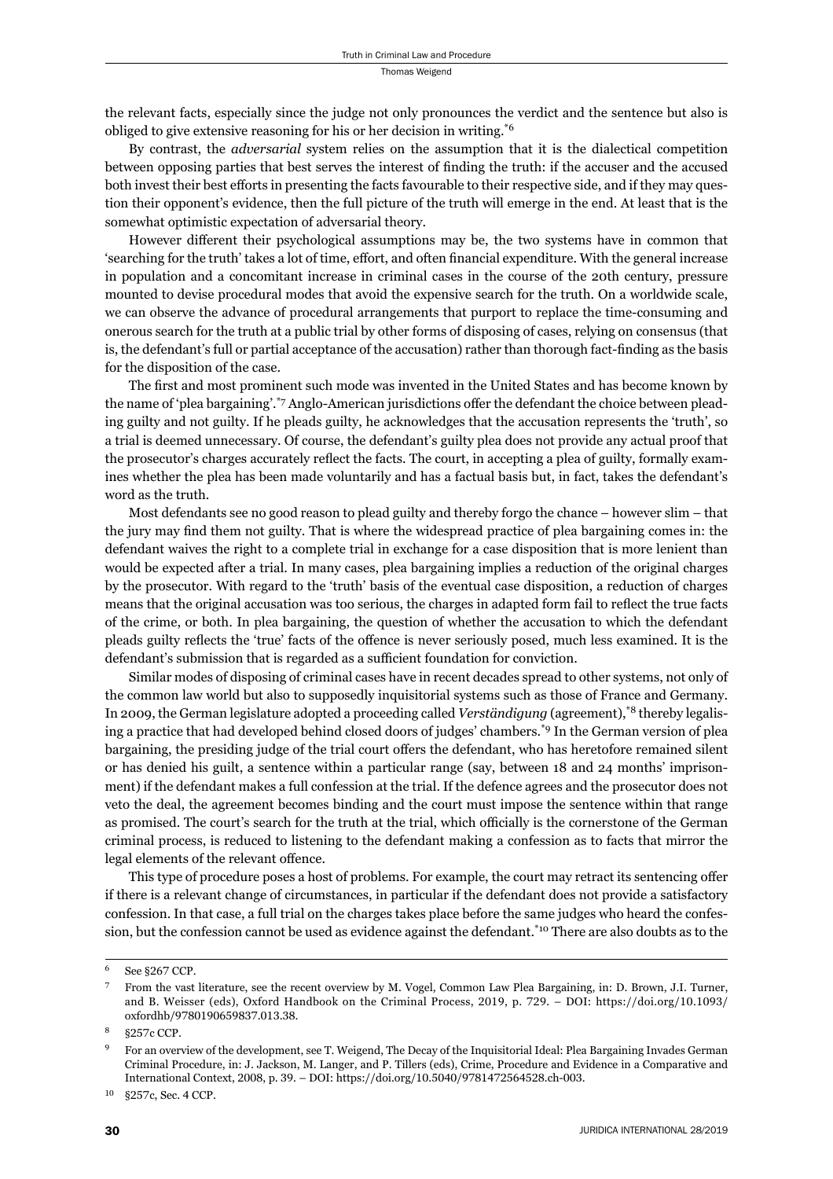the relevant facts, especially since the judge not only pronounces the verdict and the sentence but also is obliged to give extensive reasoning for his or her decision in writing.[6]

By contrast, the *adversarial* system relies on the assumption that it is the dialectical competition between opposing parties that best serves the interest of finding the truth: if the accuser and the accused both invest their best efforts in presenting the facts favourable to their respective side, and if they may question their opponent's evidence, then the full picture of the truth will emerge in the end. At least that is the somewhat optimistic expectation of adversarial theory.

However different their psychological assumptions may be, the two systems have in common that 'searching for the truth' takes a lot of time, effort, and often financial expenditure. With the general increase in population and a concomitant increase in criminal cases in the course of the 20th century, pressure mounted to devise procedural modes that avoid the expensive search for the truth. On a worldwide scale, we can observe the advance of procedural arrangements that purport to replace the time-consuming and onerous search for the truth at a public trial by other forms of disposing of cases, relying on consensus (that is, the defendant's full or partial acceptance of the accusation) rather than thorough fact-finding as the basis for the disposition of the case.

The first and most prominent such mode was invented in the United States and has become known by the name of 'plea bargaining'.[7] Anglo-American jurisdictions offer the defendant the choice between pleading guilty and not guilty. If he pleads guilty, he acknowledges that the accusation represents the 'truth', so a trial is deemed unnecessary. Of course, the defendant's guilty plea does not provide any actual proof that the prosecutor's charges accurately reflect the facts. The court, in accepting a plea of guilty, formally examines whether the plea has been made voluntarily and has a factual basis but, in fact, takes the defendant's word as the truth.

Most defendants see no good reason to plead guilty and thereby forgo the chance – however slim – that the jury may find them not guilty. That is where the widespread practice of plea bargaining comes in: the defendant waives the right to a complete trial in exchange for a case disposition that is more lenient than would be expected after a trial. In many cases, plea bargaining implies a reduction of the original charges by the prosecutor. With regard to the 'truth' basis of the eventual case disposition, a reduction of charges means that the original accusation was too serious, the charges in adapted form fail to reflect the true facts of the crime, or both. In plea bargaining, the question of whether the accusation to which the defendant pleads guilty reflects the 'true' facts of the offence is never seriously posed, much less examined. It is the defendant's submission that is regarded as a sufficient foundation for conviction.

Similar modes of disposing of criminal cases have in recent decades spread to other systems, not only of the common law world but also to supposedly inquisitorial systems such as those of France and Germany. In 2009, the German legislature adopted a proceeding called *Verständigung* (agreement),[8] thereby legalising a practice that had developed behind closed doors of judges' chambers.[9] In the German version of plea bargaining, the presiding judge of the trial court offers the defendant, who has heretofore remained silent or has denied his guilt, a sentence within a particular range (say, between 18 and 24 months' imprisonment) if the defendant makes a full confession at the trial. If the defence agrees and the prosecutor does not veto the deal, the agreement becomes binding and the court must impose the sentence within that range as promised. The court's search for the truth at the trial, which officially is the cornerstone of the German criminal process, is reduced to listening to the defendant making a confession as to facts that mirror the legal elements of the relevant offence.

This type of procedure poses a host of problems. For example, the court may retract its sentencing offer if there is a relevant change of circumstances, in particular if the defendant does not provide a satisfactory confession. In that case, a full trial on the charges takes place before the same judges who heard the confession, but the confession cannot be used as evidence against the defendant.[10] There are also doubts as to the

---

[6] See §267 CCP.

[7] From the vast literature, see the recent overview by M. Vogel, Common Law Plea Bargaining, in: D. Brown, J.I. Turner, and B. Weisser (eds), Oxford Handbook on the Criminal Process, 2019, p. 729. – DOI: https://doi.org/10.1093/oxfordhb/9780190659837.013.38.

[8] §257c CCP.

[9] For an overview of the development, see T. Weigend, The Decay of the Inquisitorial Ideal: Plea Bargaining Invades German Criminal Procedure, in: J. Jackson, M. Langer, and P. Tillers (eds), Crime, Procedure and Evidence in a Comparative and International Context, 2008, p. 39. – DOI: https://doi.org/10.5040/9781472564528.ch-003.

[10] §257c, Sec. 4 CCP.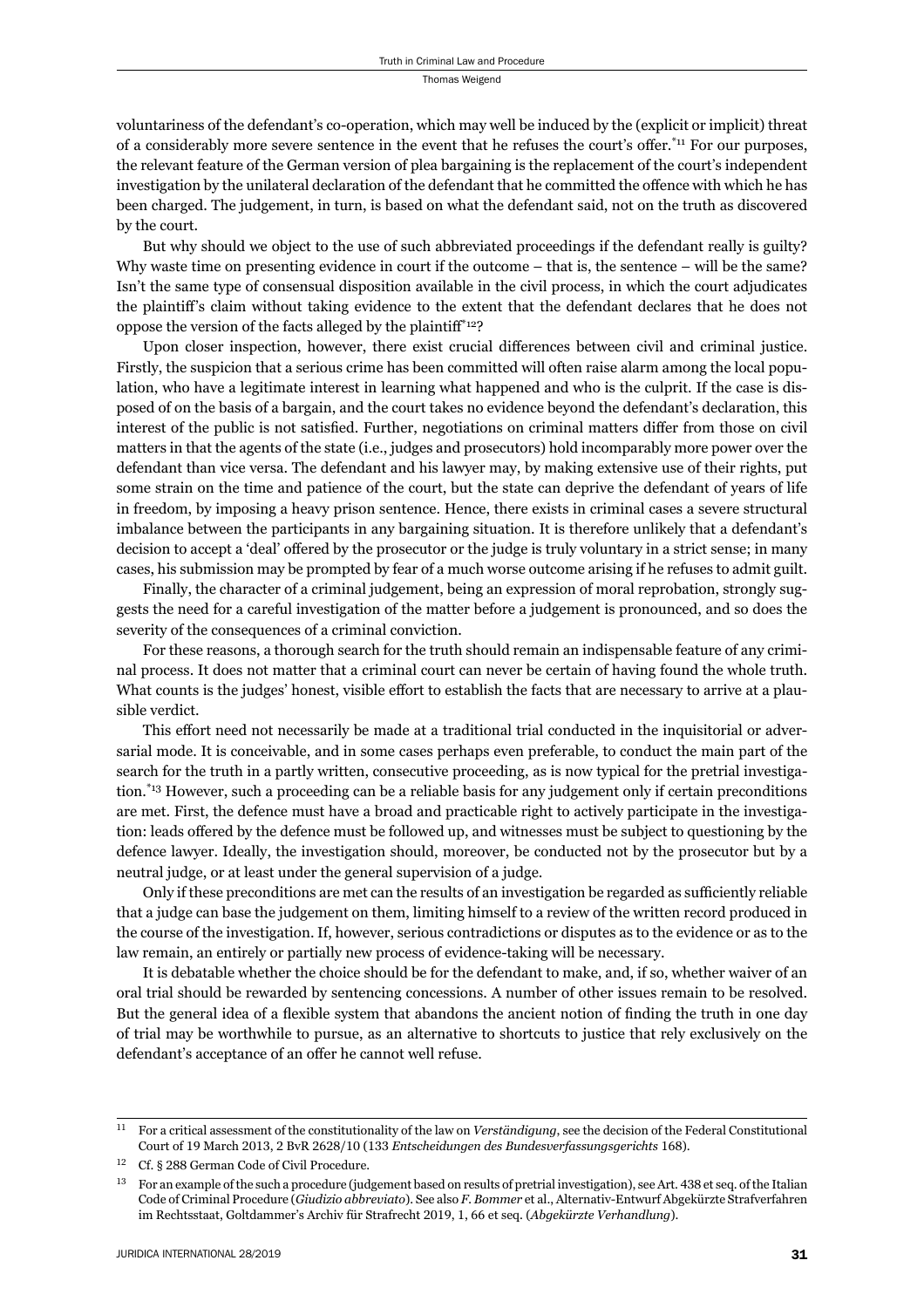voluntariness of the defendant's co-operation, which may well be induced by the (explicit or implicit) threat of a considerably more severe sentence in the event that he refuses the court's offer.[11] For our purposes, the relevant feature of the German version of plea bargaining is the replacement of the court's independent investigation by the unilateral declaration of the defendant that he committed the offence with which he has been charged. The judgement, in turn, is based on what the defendant said, not on the truth as discovered by the court.

But why should we object to the use of such abbreviated proceedings if the defendant really is guilty? Why waste time on presenting evidence in court if the outcome – that is, the sentence – will be the same? Isn't the same type of consensual disposition available in the civil process, in which the court adjudicates the plaintiff's claim without taking evidence to the extent that the defendant declares that he does not oppose the version of the facts alleged by the plaintiff[12]?

Upon closer inspection, however, there exist crucial differences between civil and criminal justice. Firstly, the suspicion that a serious crime has been committed will often raise alarm among the local population, who have a legitimate interest in learning what happened and who is the culprit. If the case is disposed of on the basis of a bargain, and the court takes no evidence beyond the defendant's declaration, this interest of the public is not satisfied. Further, negotiations on criminal matters differ from those on civil matters in that the agents of the state (i.e., judges and prosecutors) hold incomparably more power over the defendant than vice versa. The defendant and his lawyer may, by making extensive use of their rights, put some strain on the time and patience of the court, but the state can deprive the defendant of years of life in freedom, by imposing a heavy prison sentence. Hence, there exists in criminal cases a severe structural imbalance between the participants in any bargaining situation. It is therefore unlikely that a defendant's decision to accept a 'deal' offered by the prosecutor or the judge is truly voluntary in a strict sense; in many cases, his submission may be prompted by fear of a much worse outcome arising if he refuses to admit guilt.

Finally, the character of a criminal judgement, being an expression of moral reprobation, strongly suggests the need for a careful investigation of the matter before a judgement is pronounced, and so does the severity of the consequences of a criminal conviction.

For these reasons, a thorough search for the truth should remain an indispensable feature of any criminal process. It does not matter that a criminal court can never be certain of having found the whole truth. What counts is the judges' honest, visible effort to establish the facts that are necessary to arrive at a plausible verdict.

This effort need not necessarily be made at a traditional trial conducted in the inquisitorial or adversarial mode. It is conceivable, and in some cases perhaps even preferable, to conduct the main part of the search for the truth in a partly written, consecutive proceeding, as is now typical for the pretrial investigation.[13] However, such a proceeding can be a reliable basis for any judgement only if certain preconditions are met. First, the defence must have a broad and practicable right to actively participate in the investigation: leads offered by the defence must be followed up, and witnesses must be subject to questioning by the defence lawyer. Ideally, the investigation should, moreover, be conducted not by the prosecutor but by a neutral judge, or at least under the general supervision of a judge.

Only if these preconditions are met can the results of an investigation be regarded as sufficiently reliable that a judge can base the judgement on them, limiting himself to a review of the written record produced in the course of the investigation. If, however, serious contradictions or disputes as to the evidence or as to the law remain, an entirely or partially new process of evidence-taking will be necessary.

It is debatable whether the choice should be for the defendant to make, and, if so, whether waiver of an oral trial should be rewarded by sentencing concessions. A number of other issues remain to be resolved. But the general idea of a flexible system that abandons the ancient notion of finding the truth in one day of trial may be worthwhile to pursue, as an alternative to shortcuts to justice that rely exclusively on the defendant's acceptance of an offer he cannot well refuse.

---

[11] For a critical assessment of the constitutionality of the law on *Verständigung*, see the decision of the Federal Constitutional Court of 19 March 2013, 2 BvR 2628/10 (133 *Entscheidungen des Bundesverfassungsgerichts* 168).

[12] Cf. § 288 German Code of Civil Procedure.

[13] For an example of the such a procedure (judgement based on results of pretrial investigation), see Art. 438 et seq. of the Italian Code of Criminal Procedure (*Giudizio abbreviato*). See also *F. Bommer* et al., Alternativ-Entwurf Abgekürzte Strafverfahren im Rechtsstaat, Goltdammer's Archiv für Strafrecht 2019, 1, 66 et seq. (*Abgekürzte Verhandlung*).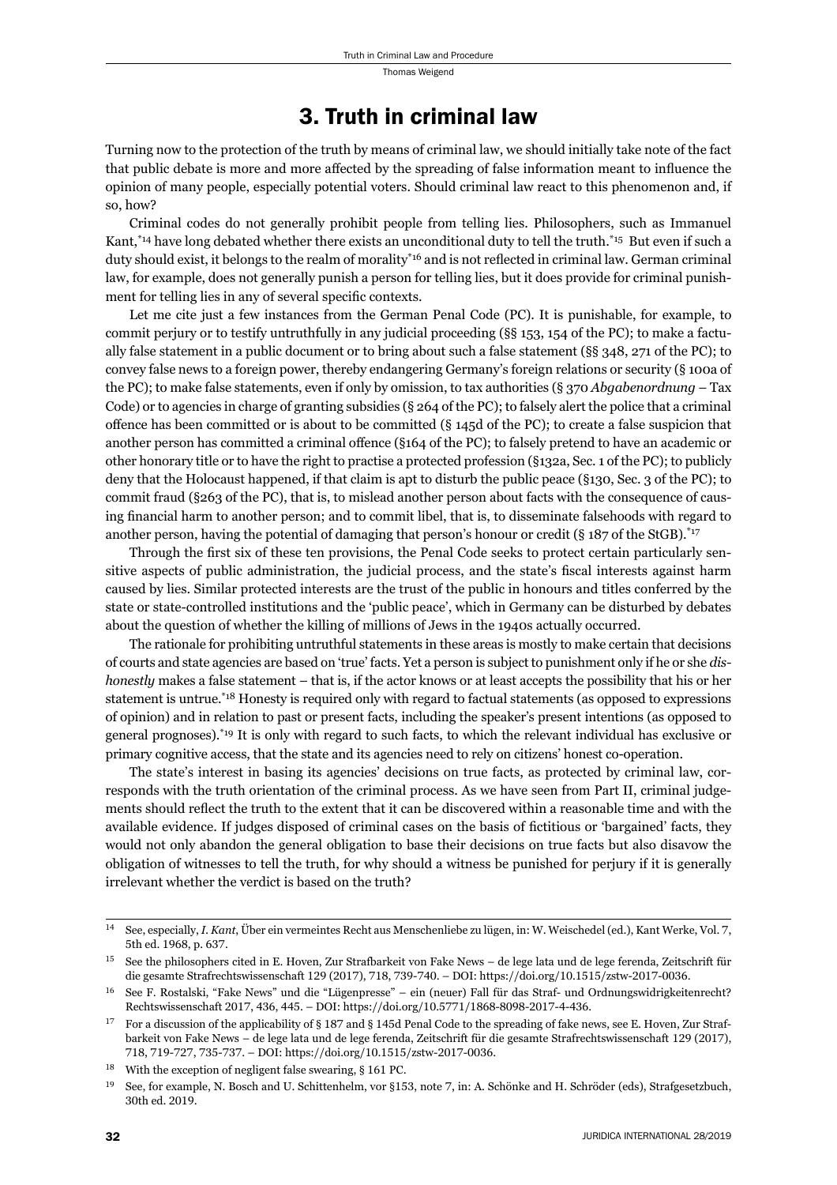# 3. Truth in criminal law

Turning now to the protection of the truth by means of criminal law, we should initially take note of the fact that public debate is more and more affected by the spreading of false information meant to influence the opinion of many people, especially potential voters. Should criminal law react to this phenomenon and, if so, how?

Criminal codes do not generally prohibit people from telling lies. Philosophers, such as Immanuel Kant,[14] have long debated whether there exists an unconditional duty to tell the truth.[15] But even if such a duty should exist, it belongs to the realm of morality[16] and is not reflected in criminal law. German criminal law, for example, does not generally punish a person for telling lies, but it does provide for criminal punishment for telling lies in any of several specific contexts.

Let me cite just a few instances from the German Penal Code (PC). It is punishable, for example, to commit perjury or to testify untruthfully in any judicial proceeding (§§ 153, 154 of the PC); to make a factually false statement in a public document or to bring about such a false statement (§§ 348, 271 of the PC); to convey false news to a foreign power, thereby endangering Germany's foreign relations or security (§ 100a of the PC); to make false statements, even if only by omission, to tax authorities (§ 370 *Abgabenordnung* – Tax Code) or to agencies in charge of granting subsidies (§ 264 of the PC); to falsely alert the police that a criminal offence has been committed or is about to be committed (§ 145d of the PC); to create a false suspicion that another person has committed a criminal offence (§164 of the PC); to falsely pretend to have an academic or other honorary title or to have the right to practise a protected profession (§132a, Sec. 1 of the PC); to publicly deny that the Holocaust happened, if that claim is apt to disturb the public peace (§130, Sec. 3 of the PC); to commit fraud (§263 of the PC), that is, to mislead another person about facts with the consequence of causing financial harm to another person; and to commit libel, that is, to disseminate falsehoods with regard to another person, having the potential of damaging that person's honour or credit (§ 187 of the StGB).[17]

Through the first six of these ten provisions, the Penal Code seeks to protect certain particularly sensitive aspects of public administration, the judicial process, and the state's fiscal interests against harm caused by lies. Similar protected interests are the trust of the public in honours and titles conferred by the state or state-controlled institutions and the 'public peace', which in Germany can be disturbed by debates about the question of whether the killing of millions of Jews in the 1940s actually occurred.

The rationale for prohibiting untruthful statements in these areas is mostly to make certain that decisions of courts and state agencies are based on 'true' facts. Yet a person is subject to punishment only if he or she *dishonestly* makes a false statement – that is, if the actor knows or at least accepts the possibility that his or her statement is untrue.[18] Honesty is required only with regard to factual statements (as opposed to expressions of opinion) and in relation to past or present facts, including the speaker's present intentions (as opposed to general prognoses).[19] It is only with regard to such facts, to which the relevant individual has exclusive or primary cognitive access, that the state and its agencies need to rely on citizens' honest co-operation.

The state's interest in basing its agencies' decisions on true facts, as protected by criminal law, corresponds with the truth orientation of the criminal process. As we have seen from Part II, criminal judgements should reflect the truth to the extent that it can be discovered within a reasonable time and with the available evidence. If judges disposed of criminal cases on the basis of fictitious or 'bargained' facts, they would not only abandon the general obligation to base their decisions on true facts but also disavow the obligation of witnesses to tell the truth, for why should a witness be punished for perjury if it is generally irrelevant whether the verdict is based on the truth?

---

[14] See, especially, *I. Kant*, Über ein vermeintes Recht aus Menschenliebe zu lügen, in: W. Weischedel (ed.), Kant Werke, Vol. 7, 5th ed. 1968, p. 637.

[15] See the philosophers cited in E. Hoven, Zur Strafbarkeit von Fake News – de lege lata und de lege ferenda, Zeitschrift für die gesamte Strafrechtswissenschaft 129 (2017), 718, 739-740. – DOI: https://doi.org/10.1515/zstw-2017-0036.

[16] See F. Rostalski, "Fake News" und die "Lügenpresse" – ein (neuer) Fall für das Straf- und Ordnungswidrigkeitenrecht? Rechtswissenschaft 2017, 436, 445. – DOI: https://doi.org/10.5771/1868-8098-2017-4-436.

[17] For a discussion of the applicability of § 187 and § 145d Penal Code to the spreading of fake news, see E. Hoven, Zur Strafbarkeit von Fake News – de lege lata und de lege ferenda, Zeitschrift für die gesamte Strafrechtswissenschaft 129 (2017), 718, 719-727, 735-737. – DOI: https://doi.org/10.1515/zstw-2017-0036.

[18] With the exception of negligent false swearing, § 161 PC.

[19] See, for example, N. Bosch and U. Schittenhelm, vor §153, note 7, in: A. Schönke and H. Schröder (eds), Strafgesetzbuch, 30th ed. 2019.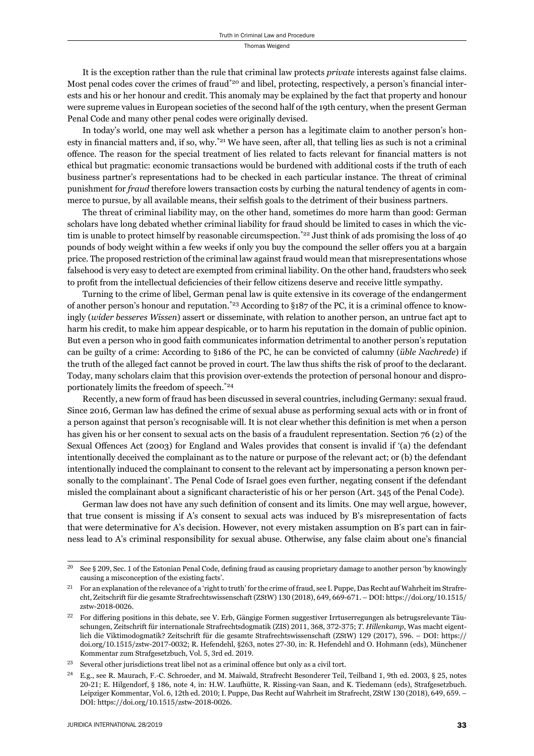It is the exception rather than the rule that criminal law protects *private* interests against false claims. Most penal codes cover the crimes of fraud[*20] and libel, protecting, respectively, a person's financial interests and his or her honour and credit. This anomaly may be explained by the fact that property and honour were supreme values in European societies of the second half of the 19th century, when the present German Penal Code and many other penal codes were originally devised.

In today's world, one may well ask whether a person has a legitimate claim to another person's honesty in financial matters and, if so, why.[*21] We have seen, after all, that telling lies as such is not a criminal offence. The reason for the special treatment of lies related to facts relevant for financial matters is not ethical but pragmatic: economic transactions would be burdened with additional costs if the truth of each business partner's representations had to be checked in each particular instance. The threat of criminal punishment for *fraud* therefore lowers transaction costs by curbing the natural tendency of agents in commerce to pursue, by all available means, their selfish goals to the detriment of their business partners.

The threat of criminal liability may, on the other hand, sometimes do more harm than good: German scholars have long debated whether criminal liability for fraud should be limited to cases in which the victim is unable to protect himself by reasonable circumspection.[*22] Just think of ads promising the loss of 40 pounds of body weight within a few weeks if only you buy the compound the seller offers you at a bargain price. The proposed restriction of the criminal law against fraud would mean that misrepresentations whose falsehood is very easy to detect are exempted from criminal liability. On the other hand, fraudsters who seek to profit from the intellectual deficiencies of their fellow citizens deserve and receive little sympathy.

Turning to the crime of libel, German penal law is quite extensive in its coverage of the endangerment of another person's honour and reputation.[*23] According to §187 of the PC, it is a criminal offence to knowingly (*wider besseres Wissen*) assert or disseminate, with relation to another person, an untrue fact apt to harm his credit, to make him appear despicable, or to harm his reputation in the domain of public opinion. But even a person who in good faith communicates information detrimental to another person's reputation can be guilty of a crime: According to §186 of the PC, he can be convicted of calumny (*üble Nachrede*) if the truth of the alleged fact cannot be proved in court. The law thus shifts the risk of proof to the declarant. Today, many scholars claim that this provision over-extends the protection of personal honour and disproportionately limits the freedom of speech.[*24]

Recently, a new form of fraud has been discussed in several countries, including Germany: sexual fraud. Since 2016, German law has defined the crime of sexual abuse as performing sexual acts with or in front of a person against that person's recognisable will. It is not clear whether this definition is met when a person has given his or her consent to sexual acts on the basis of a fraudulent representation. Section 76 (2) of the Sexual Offences Act (2003) for England and Wales provides that consent is invalid if '(a) the defendant intentionally deceived the complainant as to the nature or purpose of the relevant act; or (b) the defendant intentionally induced the complainant to consent to the relevant act by impersonating a person known personally to the complainant'. The Penal Code of Israel goes even further, negating consent if the defendant misled the complainant about a significant characteristic of his or her person (Art. 345 of the Penal Code).

German law does not have any such definition of consent and its limits. One may well argue, however, that true consent is missing if A's consent to sexual acts was induced by B's misrepresentation of facts that were determinative for A's decision. However, not every mistaken assumption on B's part can in fairness lead to A's criminal responsibility for sexual abuse. Otherwise, any false claim about one's financial

---

[20] See § 209, Sec. 1 of the Estonian Penal Code, defining fraud as causing proprietary damage to another person 'by knowingly causing a misconception of the existing facts'.

[21] For an explanation of the relevance of a 'right to truth' for the crime of fraud, see I. Puppe, Das Recht auf Wahrheit im Strafrecht, Zeitschrift für die gesamte Strafrechtswissenschaft (ZStW) 130 (2018), 649, 669-671. – DOI: https://doi.org/10.1515/zstw-2018-0026.

[22] For differing positions in this debate, see V. Erb, Gängige Formen suggestiver Irrtuserregungen als betrugsrelevante Täuschungen, Zeitschrift für internationale Strafrechtsdogmatik (ZIS) 2011, 368, 372-375; *T. Hillenkamp*, Was macht eigentlich die Viktimodogmatik? Zeitschrift für die gesamte Strafrechtswissenschaft (ZStW) 129 (2017), 596. – DOI: https://doi.org/10.1515/zstw-2017-0032; R. Hefendehl, §263, notes 27-30, in: R. Hefendehl and O. Hohmann (eds), Münchener Kommentar zum Strafgesetzbuch, Vol. 5, 3rd ed. 2019.

[23] Several other jurisdictions treat libel not as a criminal offence but only as a civil tort.

[24] E.g., see R. Maurach, F.-C. Schroeder, and M. Maiwald, Strafrecht Besonderer Teil, Teilband 1, 9th ed. 2003, § 25, notes 20-21; E. Hilgendorf, § 186, note 4, in: H.W. Laufhütte, R. Rissing-van Saan, and K. Tiedemann (eds), Strafgesetzbuch. Leipziger Kommentar, Vol. 6, 12th ed. 2010; I. Puppe, Das Recht auf Wahrheit im Strafrecht, ZStW 130 (2018), 649, 659. – DOI: https://doi.org/10.1515/zstw-2018-0026.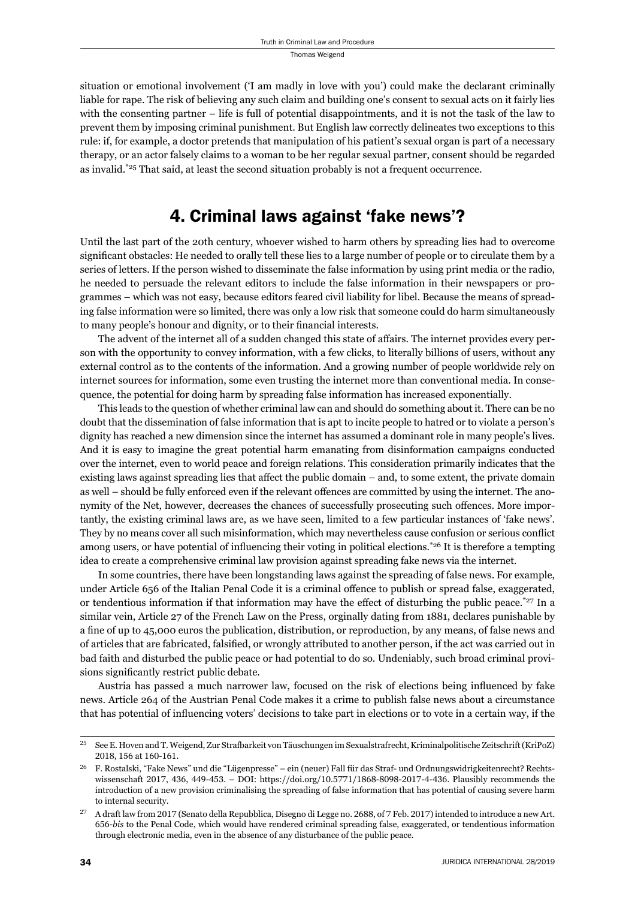situation or emotional involvement ('I am madly in love with you') could make the declarant criminally liable for rape. The risk of believing any such claim and building one's consent to sexual acts on it fairly lies with the consenting partner – life is full of potential disappointments, and it is not the task of the law to prevent them by imposing criminal punishment. But English law correctly delineates two exceptions to this rule: if, for example, a doctor pretends that manipulation of his patient's sexual organ is part of a necessary therapy, or an actor falsely claims to a woman to be her regular sexual partner, consent should be regarded as invalid.[*25] That said, at least the second situation probably is not a frequent occurrence.

## 4. Criminal laws against 'fake news'?

Until the last part of the 20th century, whoever wished to harm others by spreading lies had to overcome significant obstacles: He needed to orally tell these lies to a large number of people or to circulate them by a series of letters. If the person wished to disseminate the false information by using print media or the radio, he needed to persuade the relevant editors to include the false information in their newspapers or programmes – which was not easy, because editors feared civil liability for libel. Because the means of spreading false information were so limited, there was only a low risk that someone could do harm simultaneously to many people's honour and dignity, or to their financial interests.

The advent of the internet all of a sudden changed this state of affairs. The internet provides every person with the opportunity to convey information, with a few clicks, to literally billions of users, without any external control as to the contents of the information. And a growing number of people worldwide rely on internet sources for information, some even trusting the internet more than conventional media. In consequence, the potential for doing harm by spreading false information has increased exponentially.

This leads to the question of whether criminal law can and should do something about it. There can be no doubt that the dissemination of false information that is apt to incite people to hatred or to violate a person's dignity has reached a new dimension since the internet has assumed a dominant role in many people's lives. And it is easy to imagine the great potential harm emanating from disinformation campaigns conducted over the internet, even to world peace and foreign relations. This consideration primarily indicates that the existing laws against spreading lies that affect the public domain – and, to some extent, the private domain as well – should be fully enforced even if the relevant offences are committed by using the internet. The anonymity of the Net, however, decreases the chances of successfully prosecuting such offences. More importantly, the existing criminal laws are, as we have seen, limited to a few particular instances of 'fake news'. They by no means cover all such misinformation, which may nevertheless cause confusion or serious conflict among users, or have potential of influencing their voting in political elections.[*26] It is therefore a tempting idea to create a comprehensive criminal law provision against spreading fake news via the internet.

In some countries, there have been longstanding laws against the spreading of false news. For example, under Article 656 of the Italian Penal Code it is a criminal offence to publish or spread false, exaggerated, or tendentious information if that information may have the effect of disturbing the public peace.[*27] In a similar vein, Article 27 of the French Law on the Press, orginally dating from 1881, declares punishable by a fine of up to 45,000 euros the publication, distribution, or reproduction, by any means, of false news and of articles that are fabricated, falsified, or wrongly attributed to another person, if the act was carried out in bad faith and disturbed the public peace or had potential to do so. Undeniably, such broad criminal provisions significantly restrict public debate.

Austria has passed a much narrower law, focused on the risk of elections being influenced by fake news. Article 264 of the Austrian Penal Code makes it a crime to publish false news about a circumstance that has potential of influencing voters' decisions to take part in elections or to vote in a certain way, if the

---

25 See E. Hoven and T. Weigend, Zur Strafbarkeit von Täuschungen im Sexualstrafrecht, Kriminalpolitische Zeitschrift (KriPoZ) 2018, 156 at 160-161.

26 F. Rostalski, "Fake News" und die "Lügenpresse" – ein (neuer) Fall für das Straf- und Ordnungswidrigkeitenrecht? Rechtswissenschaft 2017, 436, 449-453. – DOI: https://doi.org/10.5771/1868-8098-2017-4-436. Plausibly recommends the introduction of a new provision criminalising the spreading of false information that has potential of causing severe harm to internal security.

27 A draft law from 2017 (Senato della Repubblica, Disegno di Legge no. 2688, of 7 Feb. 2017) intended to introduce a new Art. 656-*bis* to the Penal Code, which would have rendered criminal spreading false, exaggerated, or tendentious information through electronic media, even in the absence of any disturbance of the public peace.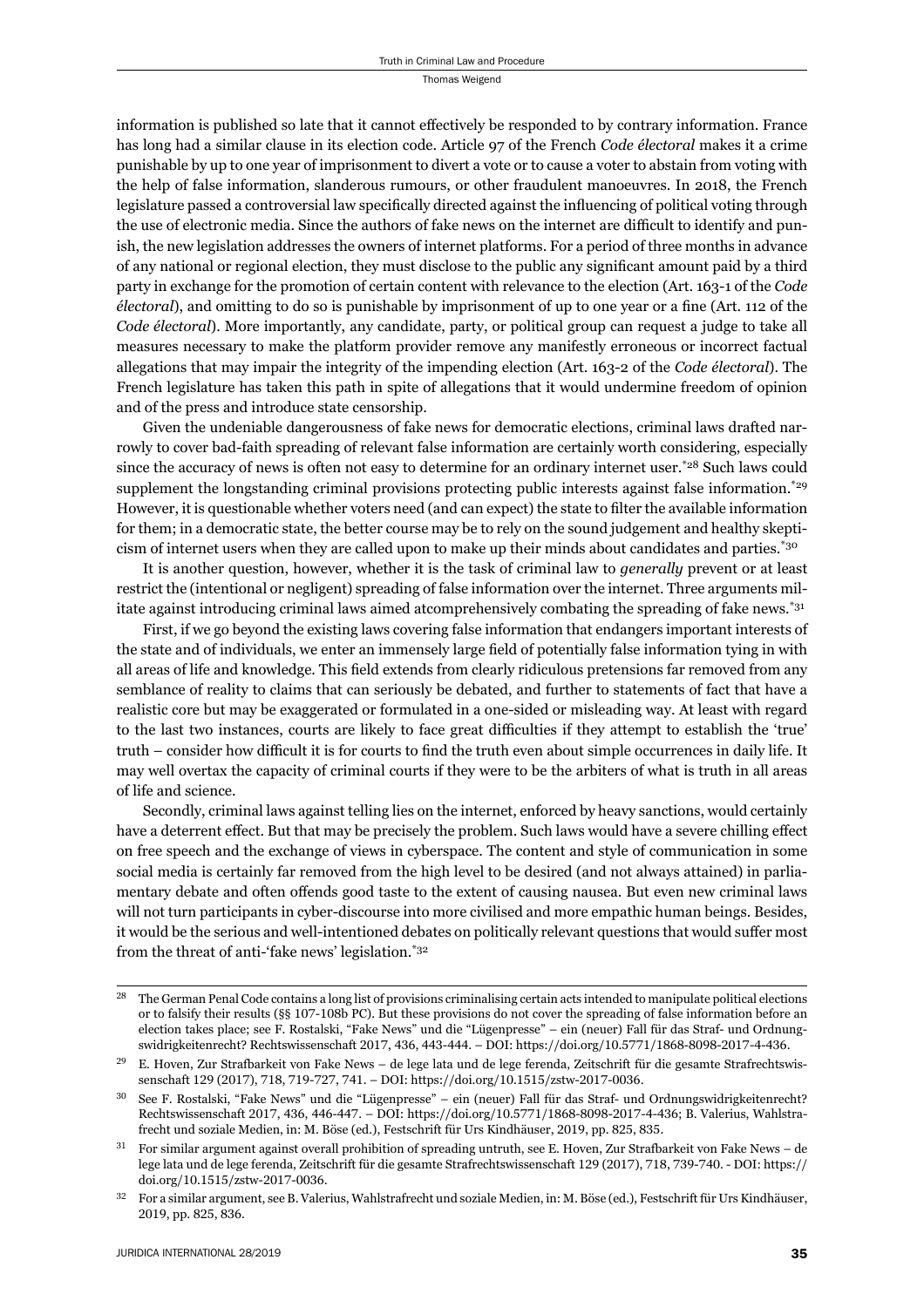information is published so late that it cannot effectively be responded to by contrary information. France has long had a similar clause in its election code. Article 97 of the French *Code électoral* makes it a crime punishable by up to one year of imprisonment to divert a vote or to cause a voter to abstain from voting with the help of false information, slanderous rumours, or other fraudulent manoeuvres. In 2018, the French legislature passed a controversial law specifically directed against the influencing of political voting through the use of electronic media. Since the authors of fake news on the internet are difficult to identify and punish, the new legislation addresses the owners of internet platforms. For a period of three months in advance of any national or regional election, they must disclose to the public any significant amount paid by a third party in exchange for the promotion of certain content with relevance to the election (Art. 163-1 of the *Code électoral*), and omitting to do so is punishable by imprisonment of up to one year or a fine (Art. 112 of the *Code électoral*). More importantly, any candidate, party, or political group can request a judge to take all measures necessary to make the platform provider remove any manifestly erroneous or incorrect factual allegations that may impair the integrity of the impending election (Art. 163-2 of the *Code électoral*). The French legislature has taken this path in spite of allegations that it would undermine freedom of opinion and of the press and introduce state censorship.

Given the undeniable dangerousness of fake news for democratic elections, criminal laws drafted narrowly to cover bad-faith spreading of relevant false information are certainly worth considering, especially since the accuracy of news is often not easy to determine for an ordinary internet user.[*28] Such laws could supplement the longstanding criminal provisions protecting public interests against false information.[*29] However, it is questionable whether voters need (and can expect) the state to filter the available information for them; in a democratic state, the better course may be to rely on the sound judgement and healthy skepticism of internet users when they are called upon to make up their minds about candidates and parties.[*30]

It is another question, however, whether it is the task of criminal law to *generally* prevent or at least restrict the (intentional or negligent) spreading of false information over the internet. Three arguments militate against introducing criminal laws aimed atcomprehensively combating the spreading of fake news.[*31]

First, if we go beyond the existing laws covering false information that endangers important interests of the state and of individuals, we enter an immensely large field of potentially false information tying in with all areas of life and knowledge. This field extends from clearly ridiculous pretensions far removed from any semblance of reality to claims that can seriously be debated, and further to statements of fact that have a realistic core but may be exaggerated or formulated in a one-sided or misleading way. At least with regard to the last two instances, courts are likely to face great difficulties if they attempt to establish the 'true' truth – consider how difficult it is for courts to find the truth even about simple occurrences in daily life. It may well overtax the capacity of criminal courts if they were to be the arbiters of what is truth in all areas of life and science.

Secondly, criminal laws against telling lies on the internet, enforced by heavy sanctions, would certainly have a deterrent effect. But that may be precisely the problem. Such laws would have a severe chilling effect on free speech and the exchange of views in cyberspace. The content and style of communication in some social media is certainly far removed from the high level to be desired (and not always attained) in parliamentary debate and often offends good taste to the extent of causing nausea. But even new criminal laws will not turn participants in cyber-discourse into more civilised and more empathic human beings. Besides, it would be the serious and well-intentioned debates on politically relevant questions that would suffer most from the threat of anti-'fake news' legislation.[*32]

---

[28] The German Penal Code contains a long list of provisions criminalising certain acts intended to manipulate political elections or to falsify their results (§§ 107-108b PC). But these provisions do not cover the spreading of false information before an election takes place; see F. Rostalski, "Fake News" und die "Lügenpresse" – ein (neuer) Fall für das Straf- und Ordnungswidrigkeitenrecht? Rechtswissenschaft 2017, 436, 443-444. – DOI: https://doi.org/10.5771/1868-8098-2017-4-436.

[29] E. Hoven, Zur Strafbarkeit von Fake News – de lege lata und de lege ferenda, Zeitschrift für die gesamte Strafrechtswissenschaft 129 (2017), 718, 719-727, 741. – DOI: https://doi.org/10.1515/zstw-2017-0036.

[30] See F. Rostalski, "Fake News" und die "Lügenpresse" – ein (neuer) Fall für das Straf- und Ordnungswidrigkeitenrecht? Rechtswissenschaft 2017, 436, 446-447. – DOI: https://doi.org/10.5771/1868-8098-2017-4-436; B. Valerius, Wahlstrafrecht und soziale Medien, in: M. Böse (ed.), Festschrift für Urs Kindhäuser, 2019, pp. 825, 835.

[31] For similar argument against overall prohibition of spreading untruth, see E. Hoven, Zur Strafbarkeit von Fake News – de lege lata und de lege ferenda, Zeitschrift für die gesamte Strafrechtswissenschaft 129 (2017), 718, 739-740. - DOI: https://doi.org/10.1515/zstw-2017-0036.

[32] For a similar argument, see B. Valerius, Wahlstrafrecht und soziale Medien, in: M. Böse (ed.), Festschrift für Urs Kindhäuser, 2019, pp. 825, 836.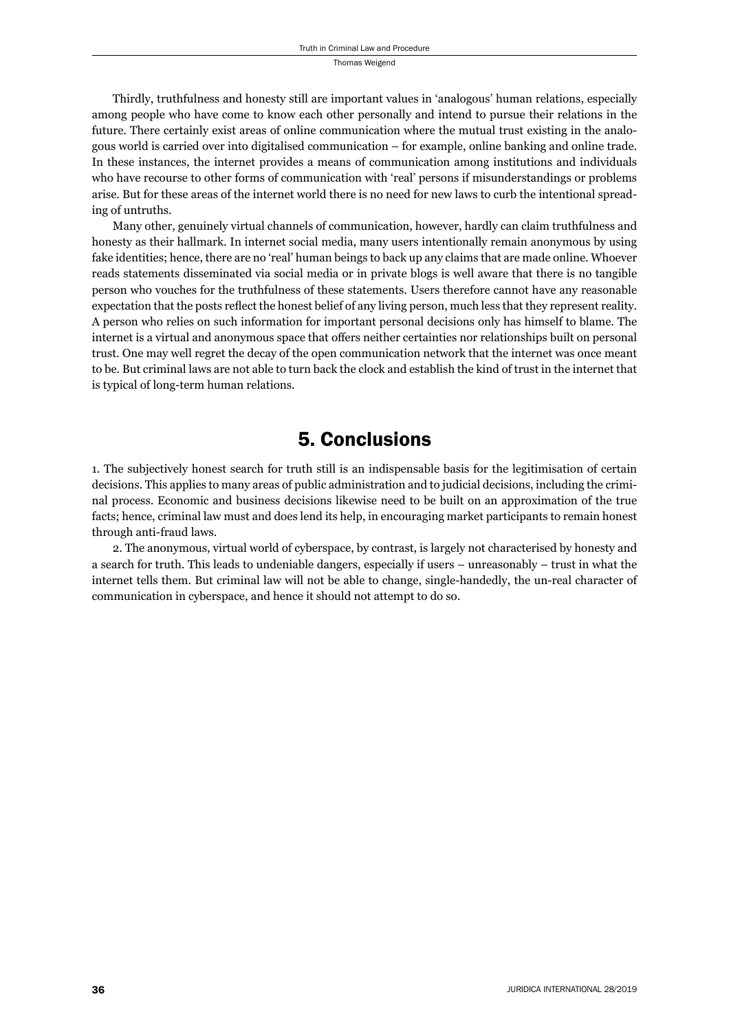Thirdly, truthfulness and honesty still are important values in 'analogous' human relations, especially among people who have come to know each other personally and intend to pursue their relations in the future. There certainly exist areas of online communication where the mutual trust existing in the analogous world is carried over into digitalised communication – for example, online banking and online trade. In these instances, the internet provides a means of communication among institutions and individuals who have recourse to other forms of communication with 'real' persons if misunderstandings or problems arise. But for these areas of the internet world there is no need for new laws to curb the intentional spreading of untruths.

Many other, genuinely virtual channels of communication, however, hardly can claim truthfulness and honesty as their hallmark. In internet social media, many users intentionally remain anonymous by using fake identities; hence, there are no 'real' human beings to back up any claims that are made online. Whoever reads statements disseminated via social media or in private blogs is well aware that there is no tangible person who vouches for the truthfulness of these statements. Users therefore cannot have any reasonable expectation that the posts reflect the honest belief of any living person, much less that they represent reality. A person who relies on such information for important personal decisions only has himself to blame. The internet is a virtual and anonymous space that offers neither certainties nor relationships built on personal trust. One may well regret the decay of the open communication network that the internet was once meant to be. But criminal laws are not able to turn back the clock and establish the kind of trust in the internet that is typical of long-term human relations.

## 5. Conclusions

1. The subjectively honest search for truth still is an indispensable basis for the legitimisation of certain decisions. This applies to many areas of public administration and to judicial decisions, including the criminal process. Economic and business decisions likewise need to be built on an approximation of the true facts; hence, criminal law must and does lend its help, in encouraging market participants to remain honest through anti-fraud laws.

2. The anonymous, virtual world of cyberspace, by contrast, is largely not characterised by honesty and a search for truth. This leads to undeniable dangers, especially if users – unreasonably – trust in what the internet tells them. But criminal law will not be able to change, single-handedly, the un-real character of communication in cyberspace, and hence it should not attempt to do so.